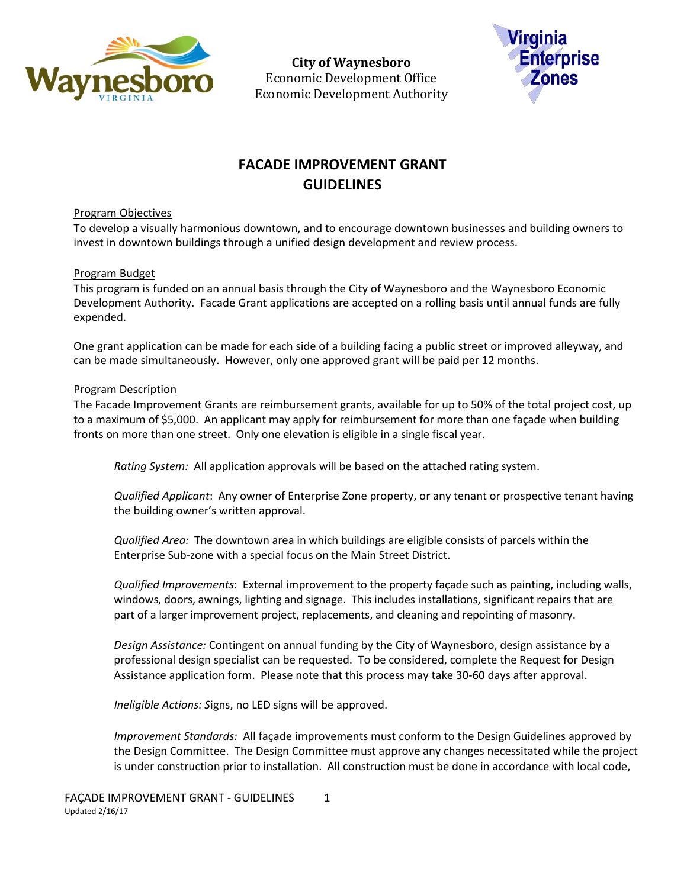**City of Waynesboro**
Economic Development Office
Economic Development Authority

# FACADE IMPROVEMENT GRANT GUIDELINES

## Program Objectives

To develop a visually harmonious downtown, and to encourage downtown businesses and building owners to invest in downtown buildings through a unified design development and review process.

## Program Budget

This program is funded on an annual basis through the City of Waynesboro and the Waynesboro Economic Development Authority. Facade Grant applications are accepted on a rolling basis until annual funds are fully expended.

One grant application can be made for each side of a building facing a public street or improved alleyway, and can be made simultaneously. However, only one approved grant will be paid per 12 months.

## Program Description

The Facade Improvement Grants are reimbursement grants, available for up to 50% of the total project cost, up to a maximum of $5,000. An applicant may apply for reimbursement for more than one façade when building fronts on more than one street. Only one elevation is eligible in a single fiscal year.

*Rating System:* All application approvals will be based on the attached rating system.

*Qualified Applicant*: Any owner of Enterprise Zone property, or any tenant or prospective tenant having the building owner's written approval.

*Qualified Area:* The downtown area in which buildings are eligible consists of parcels within the Enterprise Sub-zone with a special focus on the Main Street District.

*Qualified Improvements*: External improvement to the property façade such as painting, including walls, windows, doors, awnings, lighting and signage. This includes installations, significant repairs that are part of a larger improvement project, replacements, and cleaning and repointing of masonry.

*Design Assistance:* Contingent on annual funding by the City of Waynesboro, design assistance by a professional design specialist can be requested. To be considered, complete the Request for Design Assistance application form. Please note that this process may take 30-60 days after approval.

*Ineligible Actions: S*igns, no LED signs will be approved.

*Improvement Standards:* All façade improvements must conform to the Design Guidelines approved by the Design Committee. The Design Committee must approve any changes necessitated while the project is under construction prior to installation. All construction must be done in accordance with local code,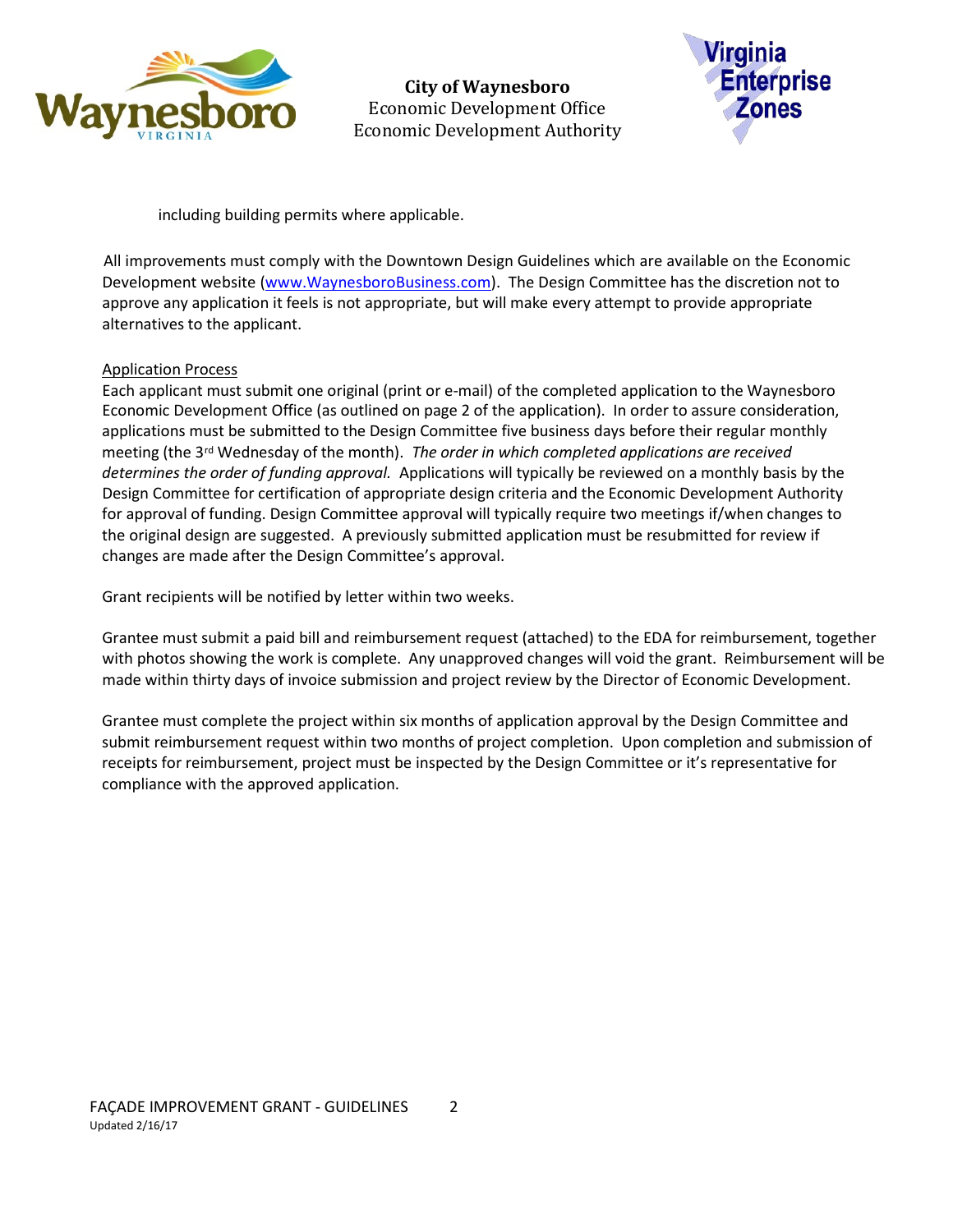including building permits where applicable.

All improvements must comply with the Downtown Design Guidelines which are available on the Economic Development website (www.WaynesboroBusiness.com). The Design Committee has the discretion not to approve any application it feels is not appropriate, but will make every attempt to provide appropriate alternatives to the applicant.

Application Process

Each applicant must submit one original (print or e-mail) of the completed application to the Waynesboro Economic Development Office (as outlined on page 2 of the application). In order to assure consideration, applications must be submitted to the Design Committee five business days before their regular monthly meeting (the 3rd Wednesday of the month). *The order in which completed applications are received determines the order of funding approval.* Applications will typically be reviewed on a monthly basis by the Design Committee for certification of appropriate design criteria and the Economic Development Authority for approval of funding. Design Committee approval will typically require two meetings if/when changes to the original design are suggested. A previously submitted application must be resubmitted for review if changes are made after the Design Committee's approval.

Grant recipients will be notified by letter within two weeks.

Grantee must submit a paid bill and reimbursement request (attached) to the EDA for reimbursement, together with photos showing the work is complete. Any unapproved changes will void the grant. Reimbursement will be made within thirty days of invoice submission and project review by the Director of Economic Development.

Grantee must complete the project within six months of application approval by the Design Committee and submit reimbursement request within two months of project completion. Upon completion and submission of receipts for reimbursement, project must be inspected by the Design Committee or it's representative for compliance with the approved application.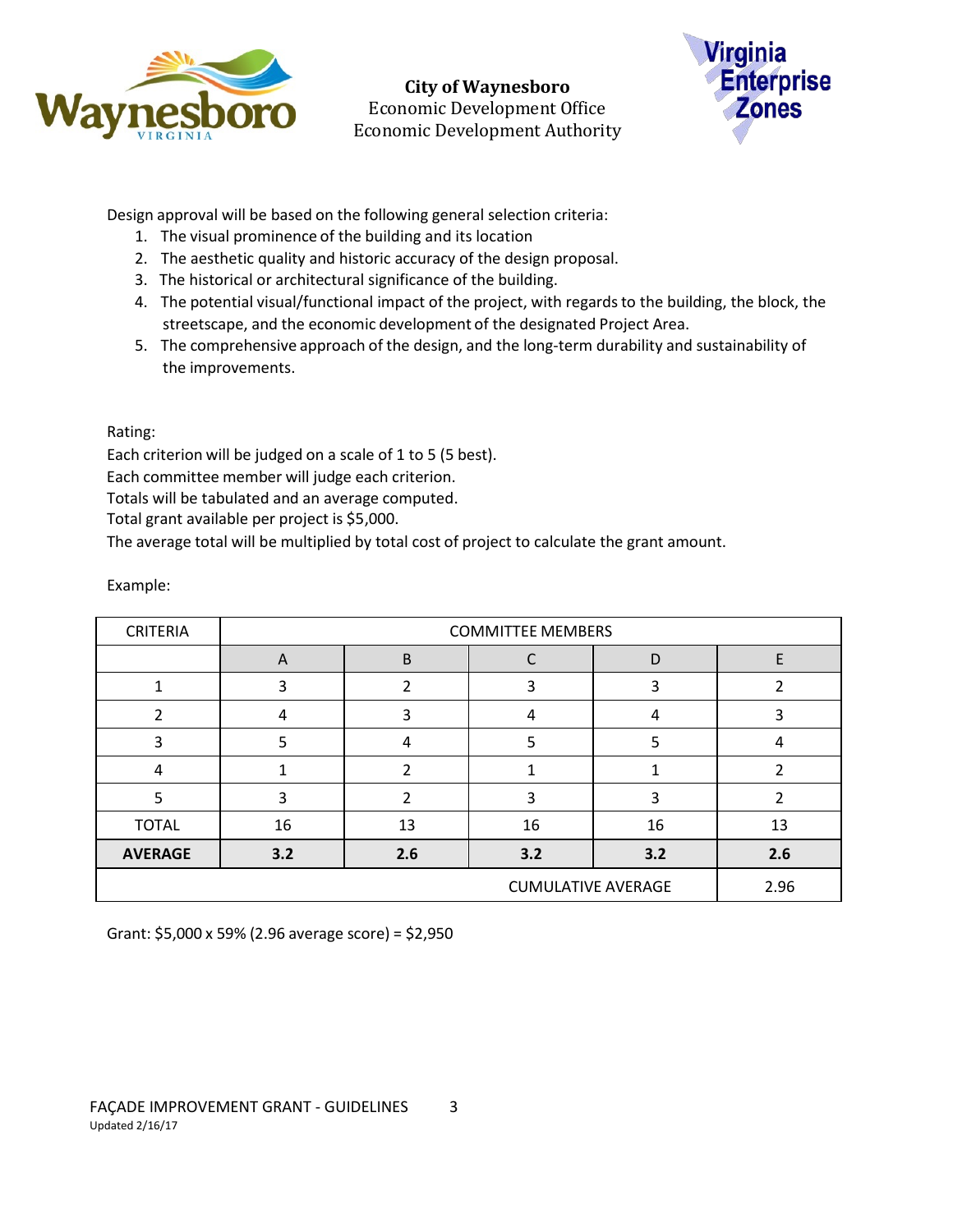**City of Waynesboro**
Economic Development Office
Economic Development Authority

Design approval will be based on the following general selection criteria:

1. The visual prominence of the building and its location
2. The aesthetic quality and historic accuracy of the design proposal.
3. The historical or architectural significance of the building.
4. The potential visual/functional impact of the project, with regards to the building, the block, the streetscape, and the economic development of the designated Project Area.
5. The comprehensive approach of the design, and the long-term durability and sustainability of the improvements.

Rating:
Each criterion will be judged on a scale of 1 to 5 (5 best).
Each committee member will judge each criterion.
Totals will be tabulated and an average computed.
Total grant available per project is $5,000.
The average total will be multiplied by total cost of project to calculate the grant amount.

Example:

| CRITERIA | COMMITTEE MEMBERS | | | | |
|---|---|---|---|---|---|
| | A | B | C | D | E |
| 1 | 3 | 2 | 3 | 3 | 2 |
| 2 | 4 | 3 | 4 | 4 | 3 |
| 3 | 5 | 4 | 5 | 5 | 4 |
| 4 | 1 | 2 | 1 | 1 | 2 |
| 5 | 3 | 2 | 3 | 3 | 2 |
| TOTAL | 16 | 13 | 16 | 16 | 13 |
| **AVERAGE** | **3.2** | **2.6** | **3.2** | **3.2** | **2.6** |
| | | | | CUMULATIVE AVERAGE | 2.96 |

Grant: $5,000 x 59% (2.96 average score) = $2,950

FAÇADE IMPROVEMENT GRANT - GUIDELINES
Updated 2/16/17